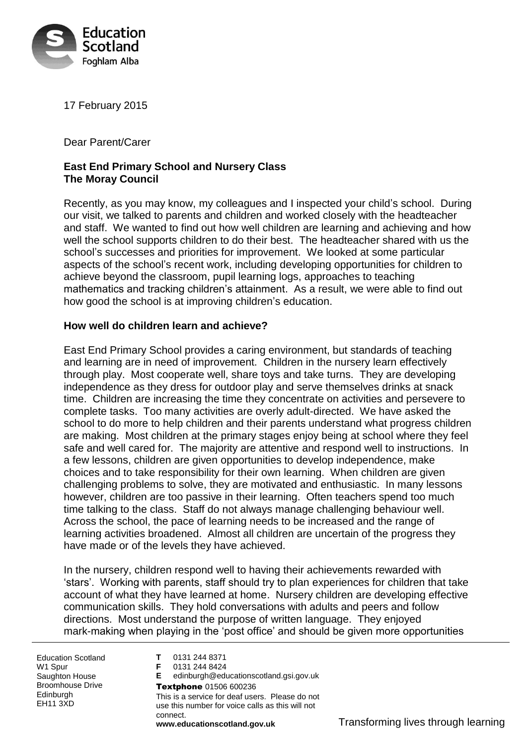17 February 2015

Dear Parent/Carer

**East End Primary School and Nursery Class**
**The Moray Council**

Recently, as you may know, my colleagues and I inspected your child's school. During our visit, we talked to parents and children and worked closely with the headteacher and staff. We wanted to find out how well children are learning and achieving and how well the school supports children to do their best. The headteacher shared with us the school's successes and priorities for improvement. We looked at some particular aspects of the school's recent work, including developing opportunities for children to achieve beyond the classroom, pupil learning logs, approaches to teaching mathematics and tracking children's attainment. As a result, we were able to find out how good the school is at improving children's education.

**How well do children learn and achieve?**

East End Primary School provides a caring environment, but standards of teaching and learning are in need of improvement. Children in the nursery learn effectively through play. Most cooperate well, share toys and take turns. They are developing independence as they dress for outdoor play and serve themselves drinks at snack time. Children are increasing the time they concentrate on activities and persevere to complete tasks. Too many activities are overly adult-directed. We have asked the school to do more to help children and their parents understand what progress children are making. Most children at the primary stages enjoy being at school where they feel safe and well cared for. The majority are attentive and respond well to instructions. In a few lessons, children are given opportunities to develop independence, make choices and to take responsibility for their own learning. When children are given challenging problems to solve, they are motivated and enthusiastic. In many lessons however, children are too passive in their learning. Often teachers spend too much time talking to the class. Staff do not always manage challenging behaviour well. Across the school, the pace of learning needs to be increased and the range of learning activities broadened. Almost all children are uncertain of the progress they have made or of the levels they have achieved.

In the nursery, children respond well to having their achievements rewarded with 'stars'. Working with parents, staff should try to plan experiences for children that take account of what they have learned at home. Nursery children are developing effective communication skills. They hold conversations with adults and peers and follow directions. Most understand the purpose of written language. They enjoyed mark-making when playing in the 'post office' and should be given more opportunities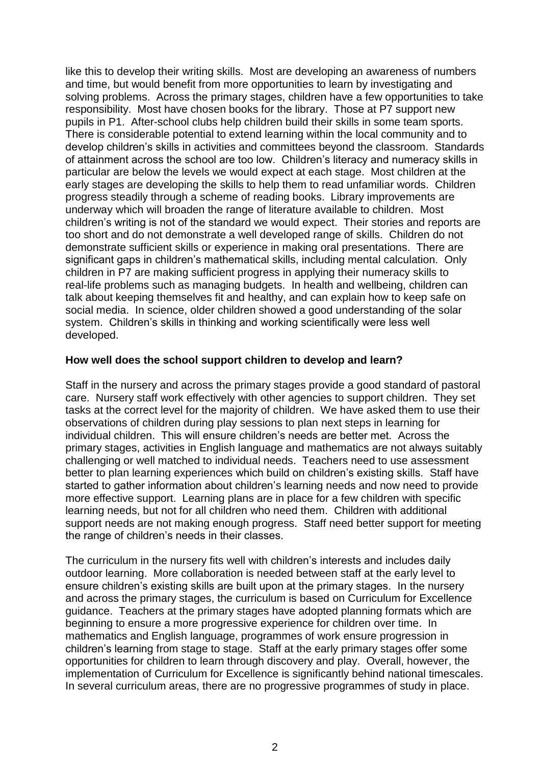like this to develop their writing skills. Most are developing an awareness of numbers and time, but would benefit from more opportunities to learn by investigating and solving problems. Across the primary stages, children have a few opportunities to take responsibility. Most have chosen books for the library. Those at P7 support new pupils in P1. After-school clubs help children build their skills in some team sports. There is considerable potential to extend learning within the local community and to develop children's skills in activities and committees beyond the classroom. Standards of attainment across the school are too low. Children's literacy and numeracy skills in particular are below the levels we would expect at each stage. Most children at the early stages are developing the skills to help them to read unfamiliar words. Children progress steadily through a scheme of reading books. Library improvements are underway which will broaden the range of literature available to children. Most children's writing is not of the standard we would expect. Their stories and reports are too short and do not demonstrate a well developed range of skills. Children do not demonstrate sufficient skills or experience in making oral presentations. There are significant gaps in children's mathematical skills, including mental calculation. Only children in P7 are making sufficient progress in applying their numeracy skills to real-life problems such as managing budgets. In health and wellbeing, children can talk about keeping themselves fit and healthy, and can explain how to keep safe on social media. In science, older children showed a good understanding of the solar system. Children's skills in thinking and working scientifically were less well developed.

**How well does the school support children to develop and learn?**

Staff in the nursery and across the primary stages provide a good standard of pastoral care. Nursery staff work effectively with other agencies to support children. They set tasks at the correct level for the majority of children. We have asked them to use their observations of children during play sessions to plan next steps in learning for individual children. This will ensure children's needs are better met. Across the primary stages, activities in English language and mathematics are not always suitably challenging or well matched to individual needs. Teachers need to use assessment better to plan learning experiences which build on children's existing skills. Staff have started to gather information about children's learning needs and now need to provide more effective support. Learning plans are in place for a few children with specific learning needs, but not for all children who need them. Children with additional support needs are not making enough progress. Staff need better support for meeting the range of children's needs in their classes.

The curriculum in the nursery fits well with children's interests and includes daily outdoor learning. More collaboration is needed between staff at the early level to ensure children's existing skills are built upon at the primary stages. In the nursery and across the primary stages, the curriculum is based on Curriculum for Excellence guidance. Teachers at the primary stages have adopted planning formats which are beginning to ensure a more progressive experience for children over time. In mathematics and English language, programmes of work ensure progression in children's learning from stage to stage. Staff at the early primary stages offer some opportunities for children to learn through discovery and play. Overall, however, the implementation of Curriculum for Excellence is significantly behind national timescales. In several curriculum areas, there are no progressive programmes of study in place.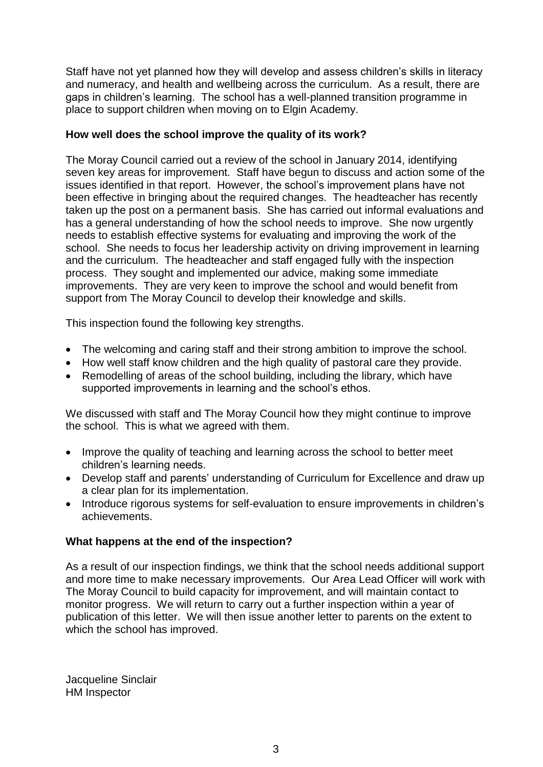Staff have not yet planned how they will develop and assess children's skills in literacy and numeracy, and health and wellbeing across the curriculum. As a result, there are gaps in children's learning. The school has a well-planned transition programme in place to support children when moving on to Elgin Academy.

**How well does the school improve the quality of its work?**

The Moray Council carried out a review of the school in January 2014, identifying seven key areas for improvement. Staff have begun to discuss and action some of the issues identified in that report. However, the school's improvement plans have not been effective in bringing about the required changes. The headteacher has recently taken up the post on a permanent basis. She has carried out informal evaluations and has a general understanding of how the school needs to improve. She now urgently needs to establish effective systems for evaluating and improving the work of the school. She needs to focus her leadership activity on driving improvement in learning and the curriculum. The headteacher and staff engaged fully with the inspection process. They sought and implemented our advice, making some immediate improvements. They are very keen to improve the school and would benefit from support from The Moray Council to develop their knowledge and skills.

This inspection found the following key strengths.

- The welcoming and caring staff and their strong ambition to improve the school.
- How well staff know children and the high quality of pastoral care they provide.
- Remodelling of areas of the school building, including the library, which have supported improvements in learning and the school's ethos.

We discussed with staff and The Moray Council how they might continue to improve the school. This is what we agreed with them.

- Improve the quality of teaching and learning across the school to better meet children's learning needs.
- Develop staff and parents' understanding of Curriculum for Excellence and draw up a clear plan for its implementation.
- Introduce rigorous systems for self-evaluation to ensure improvements in children's achievements.

**What happens at the end of the inspection?**

As a result of our inspection findings, we think that the school needs additional support and more time to make necessary improvements. Our Area Lead Officer will work with The Moray Council to build capacity for improvement, and will maintain contact to monitor progress. We will return to carry out a further inspection within a year of publication of this letter. We will then issue another letter to parents on the extent to which the school has improved.

Jacqueline Sinclair
HM Inspector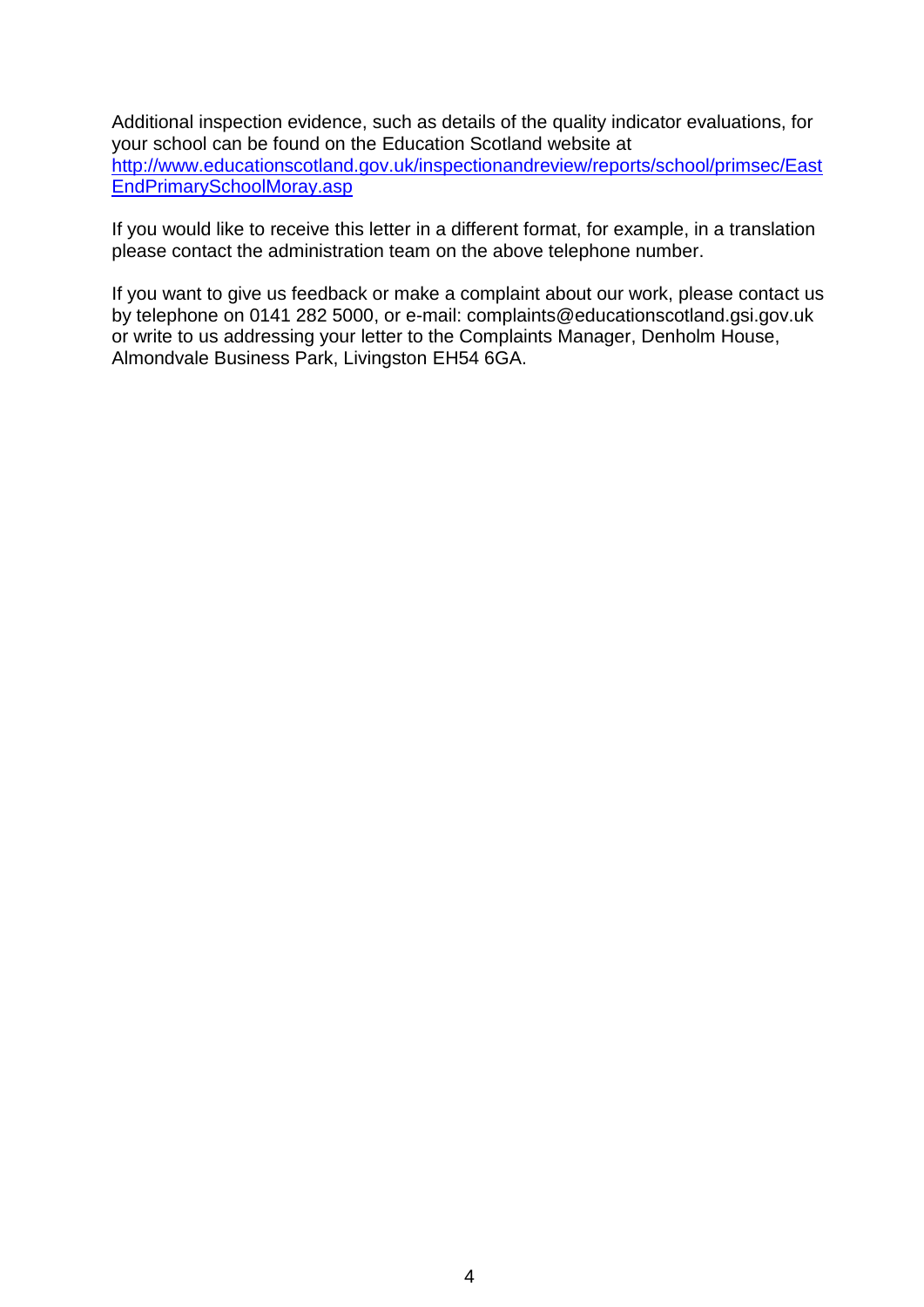Additional inspection evidence, such as details of the quality indicator evaluations, for your school can be found on the Education Scotland website at [http://www.educationscotland.gov.uk/inspectionandreview/reports/school/primsec/EastEndPrimarySchoolMoray.asp](http://www.educationscotland.gov.uk/inspectionandreview/reports/school/primsec/EastEndPrimarySchoolMoray.asp)

If you would like to receive this letter in a different format, for example, in a translation please contact the administration team on the above telephone number.

If you want to give us feedback or make a complaint about our work, please contact us by telephone on 0141 282 5000, or e-mail: complaints@educationscotland.gsi.gov.uk or write to us addressing your letter to the Complaints Manager, Denholm House, Almondvale Business Park, Livingston EH54 6GA.